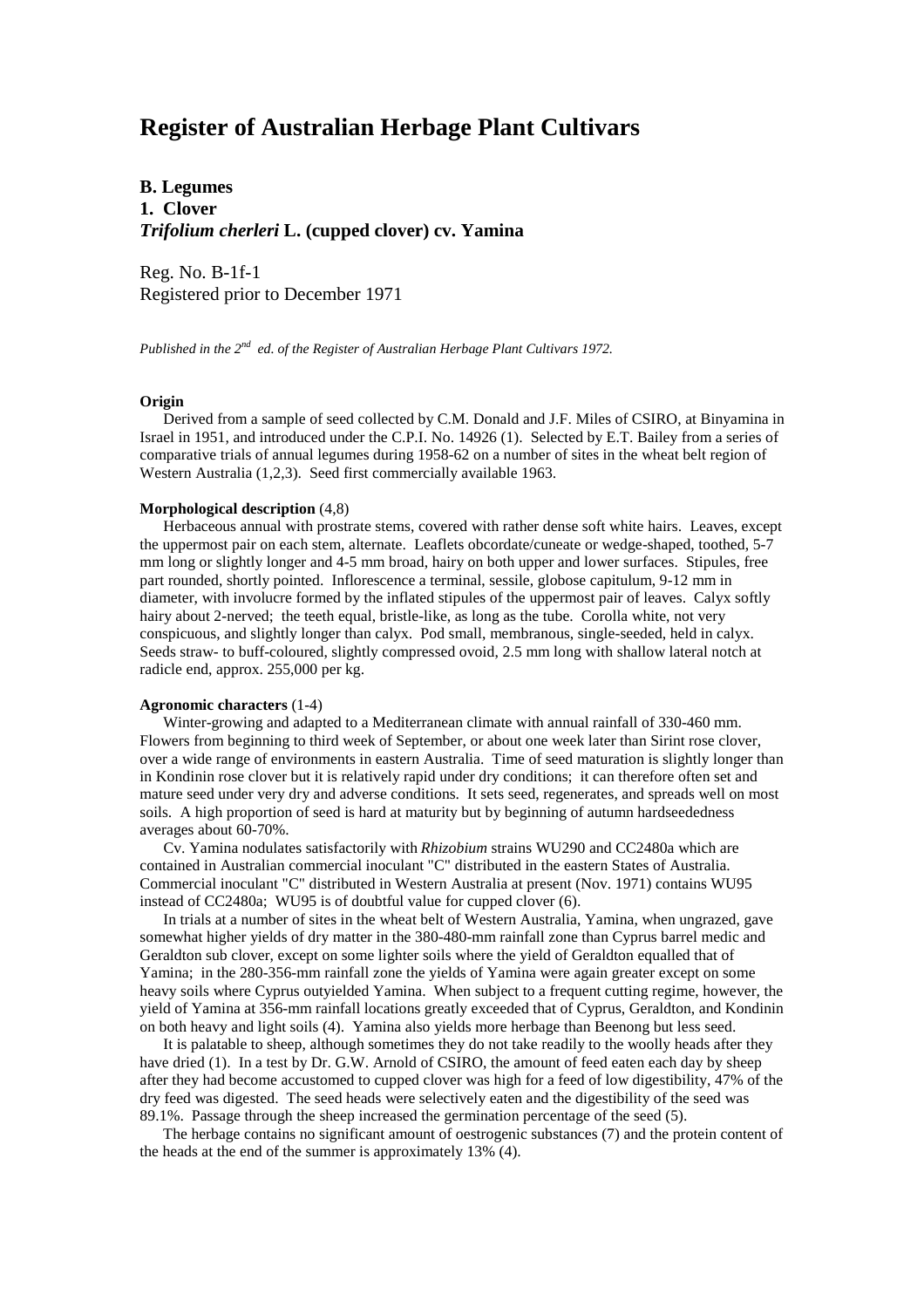# Register of Australian Herbage Plant Cultivars

**B. Legumes**
**1. Clover**
***Trifolium cherleri* L. (cupped clover) cv. Yamina**

Reg. No. B-1f-1
Registered prior to December 1971

*Published in the 2nd ed. of the Register of Australian Herbage Plant Cultivars 1972.*

**Origin**

Derived from a sample of seed collected by C.M. Donald and J.F. Miles of CSIRO, at Binyamina in Israel in 1951, and introduced under the C.P.I. No. 14926 (1). Selected by E.T. Bailey from a series of comparative trials of annual legumes during 1958-62 on a number of sites in the wheat belt region of Western Australia (1,2,3). Seed first commercially available 1963.

**Morphological description** (4,8)

Herbaceous annual with prostrate stems, covered with rather dense soft white hairs. Leaves, except the uppermost pair on each stem, alternate. Leaflets obcordate/cuneate or wedge-shaped, toothed, 5-7 mm long or slightly longer and 4-5 mm broad, hairy on both upper and lower surfaces. Stipules, free part rounded, shortly pointed. Inflorescence a terminal, sessile, globose capitulum, 9-12 mm in diameter, with involucre formed by the inflated stipules of the uppermost pair of leaves. Calyx softly hairy about 2-nerved; the teeth equal, bristle-like, as long as the tube. Corolla white, not very conspicuous, and slightly longer than calyx. Pod small, membranous, single-seeded, held in calyx. Seeds straw- to buff-coloured, slightly compressed ovoid, 2.5 mm long with shallow lateral notch at radicle end, approx. 255,000 per kg.

**Agronomic characters** (1-4)

Winter-growing and adapted to a Mediterranean climate with annual rainfall of 330-460 mm. Flowers from beginning to third week of September, or about one week later than Sirint rose clover, over a wide range of environments in eastern Australia. Time of seed maturation is slightly longer than in Kondinin rose clover but it is relatively rapid under dry conditions; it can therefore often set and mature seed under very dry and adverse conditions. It sets seed, regenerates, and spreads well on most soils. A high proportion of seed is hard at maturity but by beginning of autumn hardseededness averages about 60-70%.

Cv. Yamina nodulates satisfactorily with *Rhizobium* strains WU290 and CC2480a which are contained in Australian commercial inoculant "C" distributed in the eastern States of Australia. Commercial inoculant "C" distributed in Western Australia at present (Nov. 1971) contains WU95 instead of CC2480a; WU95 is of doubtful value for cupped clover (6).

In trials at a number of sites in the wheat belt of Western Australia, Yamina, when ungrazed, gave somewhat higher yields of dry matter in the 380-480-mm rainfall zone than Cyprus barrel medic and Geraldton sub clover, except on some lighter soils where the yield of Geraldton equalled that of Yamina; in the 280-356-mm rainfall zone the yields of Yamina were again greater except on some heavy soils where Cyprus outyielded Yamina. When subject to a frequent cutting regime, however, the yield of Yamina at 356-mm rainfall locations greatly exceeded that of Cyprus, Geraldton, and Kondinin on both heavy and light soils (4). Yamina also yields more herbage than Beenong but less seed.

It is palatable to sheep, although sometimes they do not take readily to the woolly heads after they have dried (1). In a test by Dr. G.W. Arnold of CSIRO, the amount of feed eaten each day by sheep after they had become accustomed to cupped clover was high for a feed of low digestibility, 47% of the dry feed was digested. The seed heads were selectively eaten and the digestibility of the seed was 89.1%. Passage through the sheep increased the germination percentage of the seed (5).

The herbage contains no significant amount of oestrogenic substances (7) and the protein content of the heads at the end of the summer is approximately 13% (4).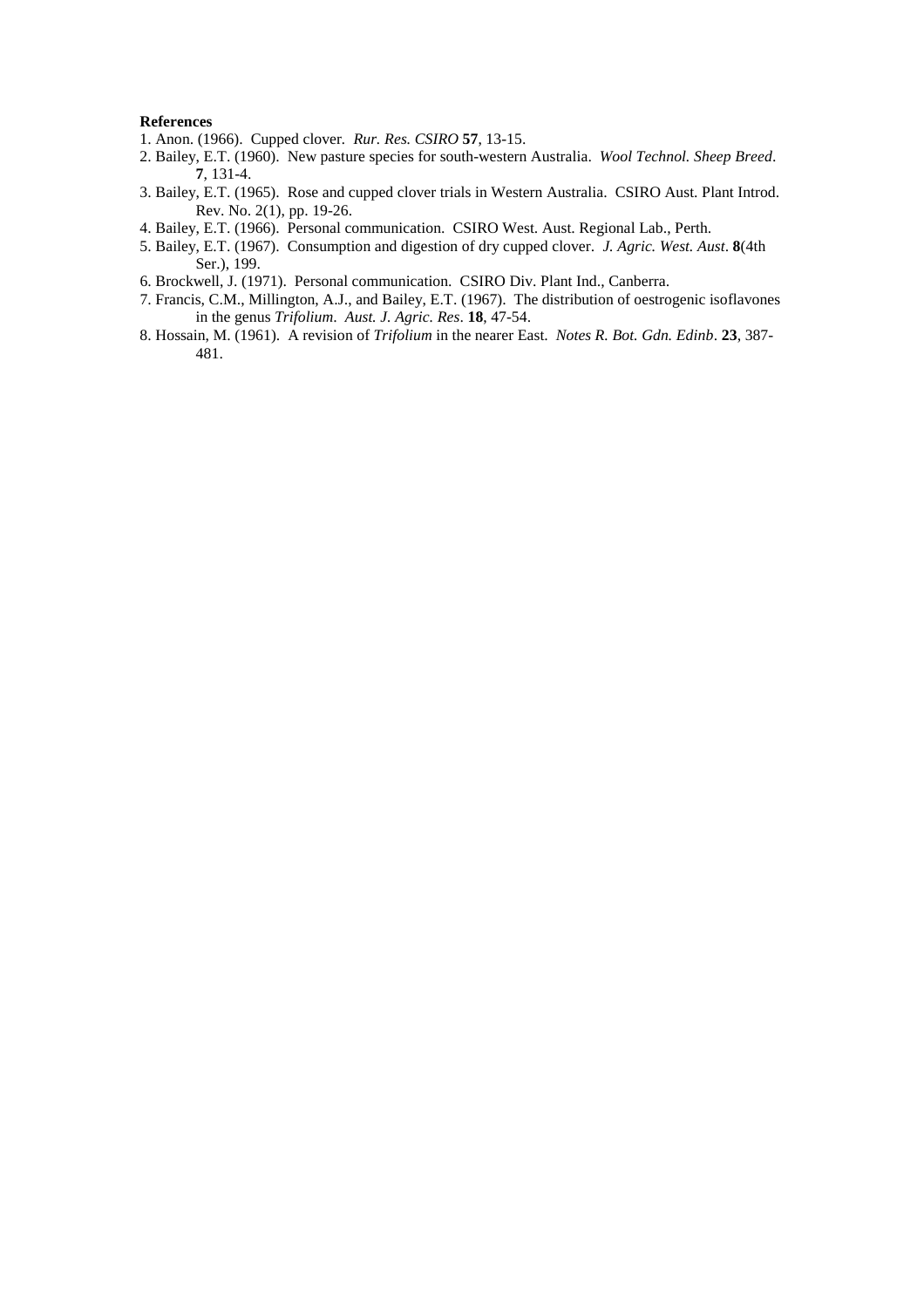**References**

1. Anon. (1966). Cupped clover. *Rur. Res. CSIRO* **57**, 13-15.
2. Bailey, E.T. (1960). New pasture species for south-western Australia. *Wool Technol. Sheep Breed*. **7**, 131-4.
3. Bailey, E.T. (1965). Rose and cupped clover trials in Western Australia. CSIRO Aust. Plant Introd. Rev. No. 2(1), pp. 19-26.
4. Bailey, E.T. (1966). Personal communication. CSIRO West. Aust. Regional Lab., Perth.
5. Bailey, E.T. (1967). Consumption and digestion of dry cupped clover. *J. Agric. West. Aust*. **8**(4th Ser.), 199.
6. Brockwell, J. (1971). Personal communication. CSIRO Div. Plant Ind., Canberra.
7. Francis, C.M., Millington, A.J., and Bailey, E.T. (1967). The distribution of oestrogenic isoflavones in the genus *Trifolium*. *Aust. J. Agric. Res*. **18**, 47-54.
8. Hossain, M. (1961). A revision of *Trifolium* in the nearer East. *Notes R. Bot. Gdn. Edinb*. **23**, 387-481.